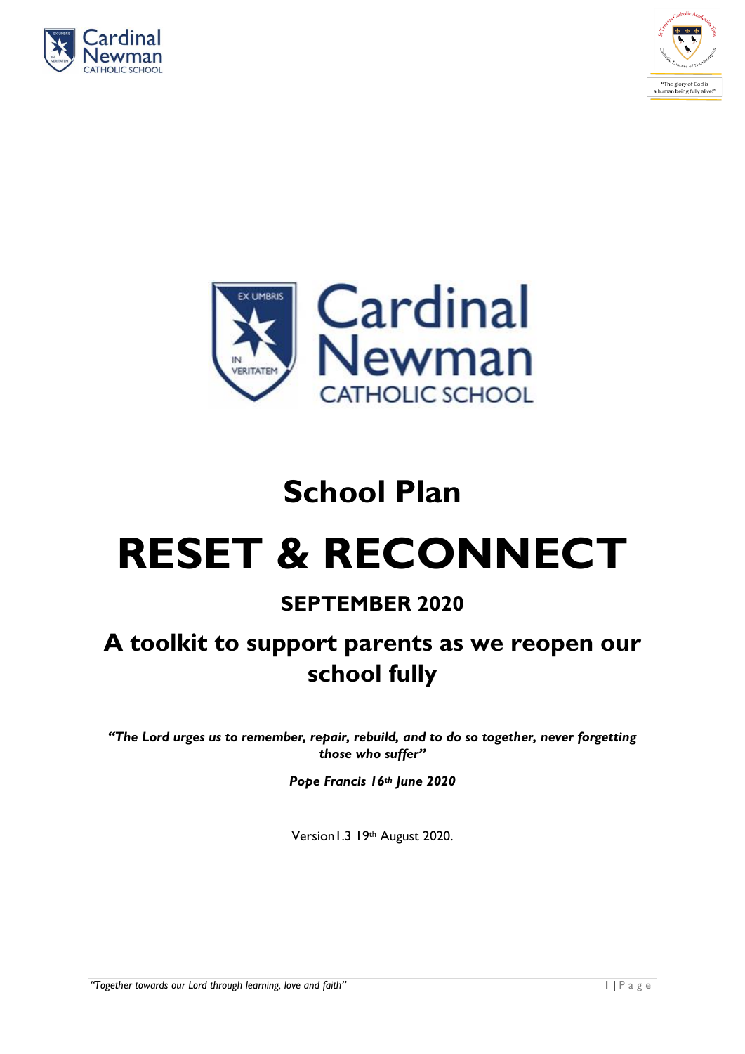# School Plan

# RESET & RECONNECT

## SEPTEMBER 2020

## A toolkit to support parents as we reopen our school fully

***"The Lord urges us to remember, repair, rebuild, and to do so together, never forgetting those who suffer"***

***Pope Francis 16th June 2020***

Version1.3 19th August 2020.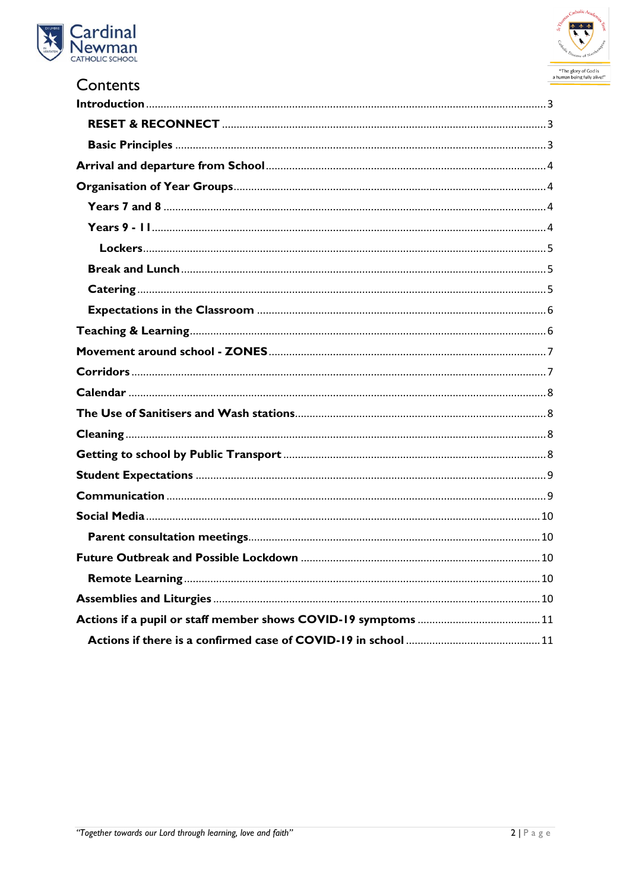# Contents

- Introduction ... 3
  - RESET & RECONNECT ... 3
  - Basic Principles ... 3
- Arrival and departure from School ... 4
- Organisation of Year Groups ... 4
  - Years 7 and 8 ... 4
  - Years 9 - 11 ... 4
    - Lockers ... 5
  - Break and Lunch ... 5
  - Catering ... 5
  - Expectations in the Classroom ... 6
- Teaching & Learning ... 6
- Movement around school - ZONES ... 7
- Corridors ... 7
- Calendar ... 8
- The Use of Sanitisers and Wash stations ... 8
- Cleaning ... 8
- Getting to school by Public Transport ... 8
- Student Expectations ... 9
- Communication ... 9
- Social Media ... 10
  - Parent consultation meetings ... 10
- Future Outbreak and Possible Lockdown ... 10
  - Remote Learning ... 10
- Assemblies and Liturgies ... 10
- Actions if a pupil or staff member shows COVID-19 symptoms ... 11
  - Actions if there is a confirmed case of COVID-19 in school ... 11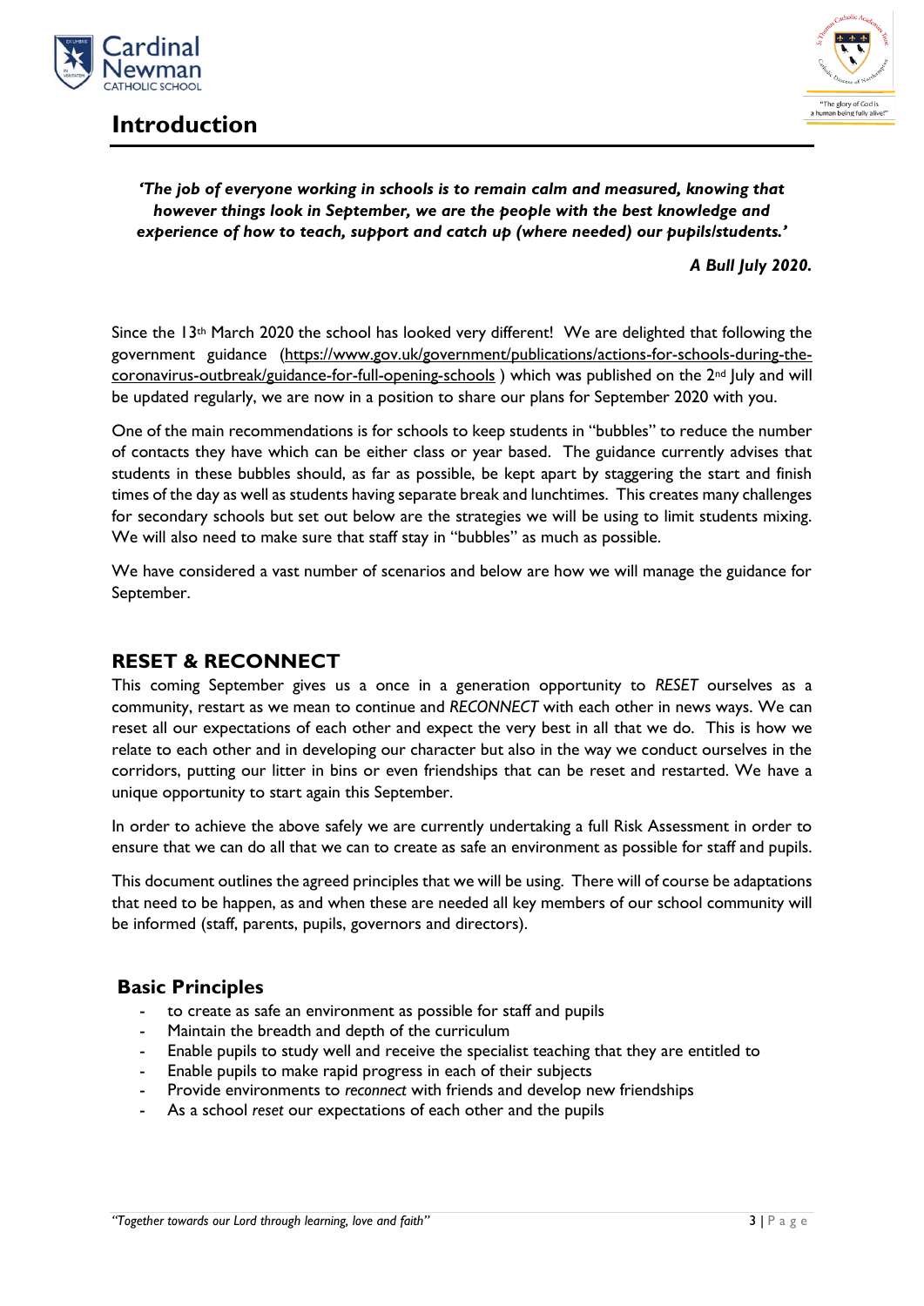# Introduction

***'The job of everyone working in schools is to remain calm and measured, knowing that however things look in September, we are the people with the best knowledge and experience of how to teach, support and catch up (where needed) our pupils/students.'***

***A Bull July 2020.***

Since the 13th March 2020 the school has looked very different! We are delighted that following the government guidance (https://www.gov.uk/government/publications/actions-for-schools-during-the-coronavirus-outbreak/guidance-for-full-opening-schools ) which was published on the 2nd July and will be updated regularly, we are now in a position to share our plans for September 2020 with you.

One of the main recommendations is for schools to keep students in "bubbles" to reduce the number of contacts they have which can be either class or year based. The guidance currently advises that students in these bubbles should, as far as possible, be kept apart by staggering the start and finish times of the day as well as students having separate break and lunchtimes. This creates many challenges for secondary schools but set out below are the strategies we will be using to limit students mixing. We will also need to make sure that staff stay in "bubbles" as much as possible.

We have considered a vast number of scenarios and below are how we will manage the guidance for September.

## RESET & RECONNECT

This coming September gives us a once in a generation opportunity to *RESET* ourselves as a community, restart as we mean to continue and *RECONNECT* with each other in news ways. We can reset all our expectations of each other and expect the very best in all that we do. This is how we relate to each other and in developing our character but also in the way we conduct ourselves in the corridors, putting our litter in bins or even friendships that can be reset and restarted. We have a unique opportunity to start again this September.

In order to achieve the above safely we are currently undertaking a full Risk Assessment in order to ensure that we can do all that we can to create as safe an environment as possible for staff and pupils.

This document outlines the agreed principles that we will be using. There will of course be adaptations that need to be happen, as and when these are needed all key members of our school community will be informed (staff, parents, pupils, governors and directors).

### Basic Principles

- to create as safe an environment as possible for staff and pupils
- Maintain the breadth and depth of the curriculum
- Enable pupils to study well and receive the specialist teaching that they are entitled to
- Enable pupils to make rapid progress in each of their subjects
- Provide environments to *reconnect* with friends and develop new friendships
- As a school *reset* our expectations of each other and the pupils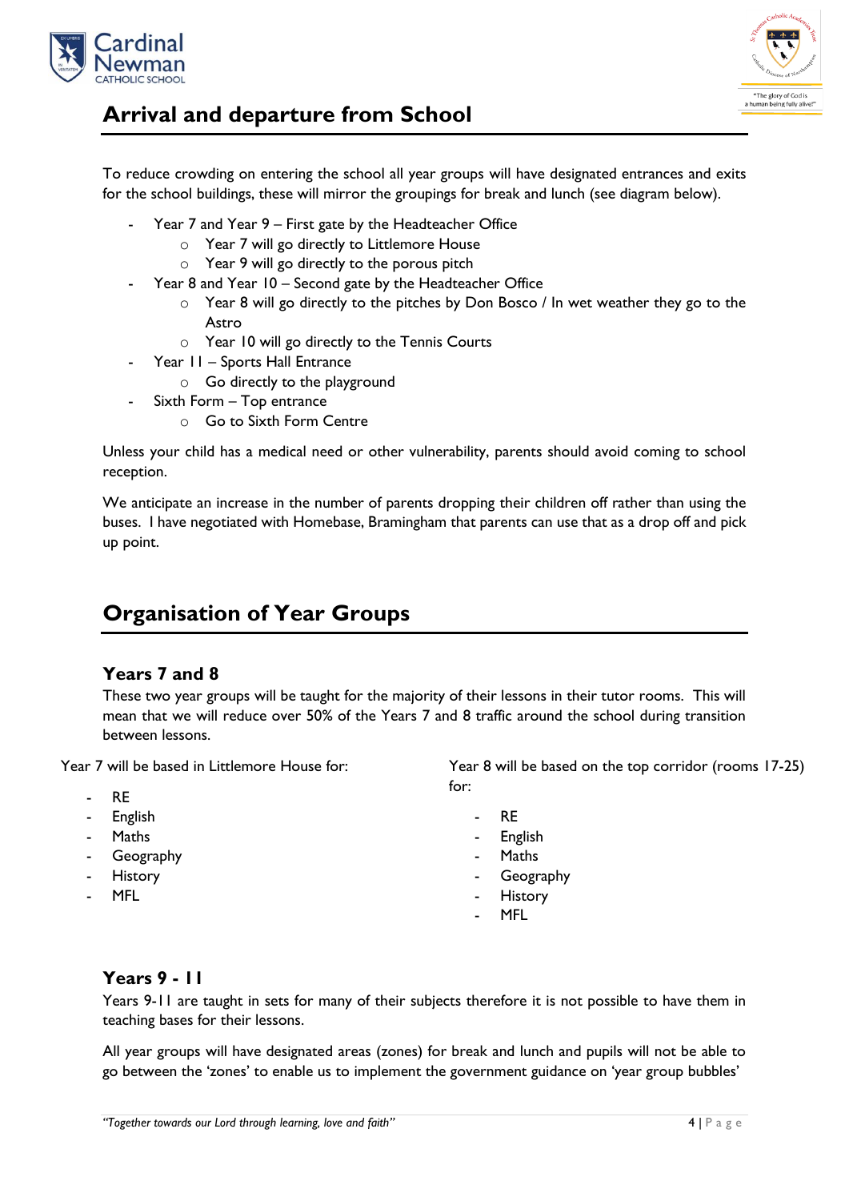## Arrival and departure from School

To reduce crowding on entering the school all year groups will have designated entrances and exits for the school buildings, these will mirror the groupings for break and lunch (see diagram below).

- Year 7 and Year 9 – First gate by the Headteacher Office
    - Year 7 will go directly to Littlemore House
    - Year 9 will go directly to the porous pitch
- Year 8 and Year 10 – Second gate by the Headteacher Office
    - Year 8 will go directly to the pitches by Don Bosco / In wet weather they go to the Astro
    - Year 10 will go directly to the Tennis Courts
- Year 11 – Sports Hall Entrance
    - Go directly to the playground
- Sixth Form – Top entrance
    - Go to Sixth Form Centre

Unless your child has a medical need or other vulnerability, parents should avoid coming to school reception.

We anticipate an increase in the number of parents dropping their children off rather than using the buses. I have negotiated with Homebase, Bramingham that parents can use that as a drop off and pick up point.

## Organisation of Year Groups

### Years 7 and 8

These two year groups will be taught for the majority of their lessons in their tutor rooms. This will mean that we will reduce over 50% of the Years 7 and 8 traffic around the school during transition between lessons.

Year 7 will be based in Littlemore House for:

- RE
- English
- Maths
- Geography
- History
- MFL

Year 8 will be based on the top corridor (rooms 17-25) for:

- RE
- English
- Maths
- Geography
- History
- MFL

### Years 9 - 11

Years 9-11 are taught in sets for many of their subjects therefore it is not possible to have them in teaching bases for their lessons.

All year groups will have designated areas (zones) for break and lunch and pupils will not be able to go between the 'zones' to enable us to implement the government guidance on 'year group bubbles'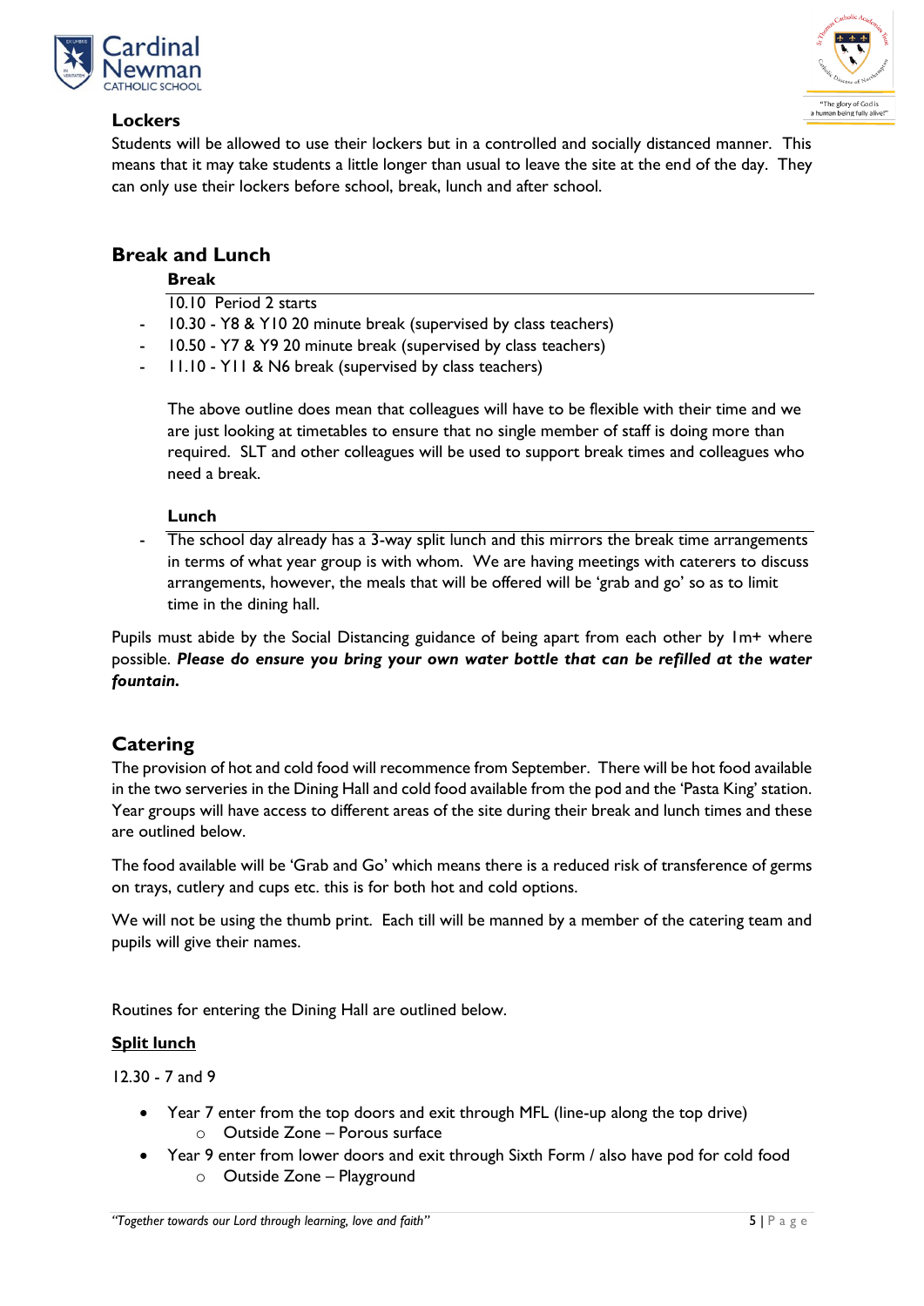## Lockers

Students will be allowed to use their lockers but in a controlled and socially distanced manner. This means that it may take students a little longer than usual to leave the site at the end of the day. They can only use their lockers before school, break, lunch and after school.

## Break and Lunch

### Break

10.10 Period 2 starts

- 10.30 - Y8 & Y10 20 minute break (supervised by class teachers)
- 10.50 - Y7 & Y9 20 minute break (supervised by class teachers)
- 11.10 - Y11 & N6 break (supervised by class teachers)

The above outline does mean that colleagues will have to be flexible with their time and we are just looking at timetables to ensure that no single member of staff is doing more than required. SLT and other colleagues will be used to support break times and colleagues who need a break.

### Lunch

- The school day already has a 3-way split lunch and this mirrors the break time arrangements in terms of what year group is with whom. We are having meetings with caterers to discuss arrangements, however, the meals that will be offered will be 'grab and go' so as to limit time in the dining hall.

Pupils must abide by the Social Distancing guidance of being apart from each other by 1m+ where possible. ***Please do ensure you bring your own water bottle that can be refilled at the water fountain.***

## Catering

The provision of hot and cold food will recommence from September. There will be hot food available in the two serveries in the Dining Hall and cold food available from the pod and the 'Pasta King' station. Year groups will have access to different areas of the site during their break and lunch times and these are outlined below.

The food available will be 'Grab and Go' which means there is a reduced risk of transference of germs on trays, cutlery and cups etc. this is for both hot and cold options.

We will not be using the thumb print. Each till will be manned by a member of the catering team and pupils will give their names.

Routines for entering the Dining Hall are outlined below.

**Split lunch**

12.30 - 7 and 9

- Year 7 enter from the top doors and exit through MFL (line-up along the top drive)
  - Outside Zone – Porous surface
- Year 9 enter from lower doors and exit through Sixth Form / also have pod for cold food
  - Outside Zone – Playground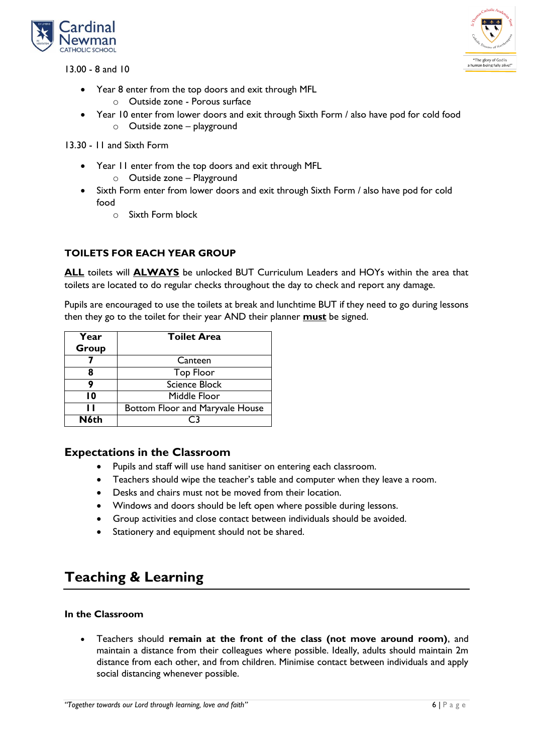13.00 - 8 and 10

- Year 8 enter from the top doors and exit through MFL
  - Outside zone - Porous surface
- Year 10 enter from lower doors and exit through Sixth Form / also have pod for cold food
  - Outside zone – playground

13.30 - 11 and Sixth Form

- Year 11 enter from the top doors and exit through MFL
  - Outside zone – Playground
- Sixth Form enter from lower doors and exit through Sixth Form / also have pod for cold food
  - Sixth Form block

### TOILETS FOR EACH YEAR GROUP

<u>**ALL**</u> toilets will <u>**ALWAYS**</u> be unlocked BUT Curriculum Leaders and HOYs within the area that toilets are located to do regular checks throughout the day to check and report any damage.

Pupils are encouraged to use the toilets at break and lunchtime BUT if they need to go during lessons then they go to the toilet for their year AND their planner <u>**must**</u> be signed.

| Year Group | Toilet Area |
|---|---|
| **7** | Canteen |
| **8** | Top Floor |
| **9** | Science Block |
| **10** | Middle Floor |
| **11** | Bottom Floor and Maryvale House |
| **N6th** | C3 |

### Expectations in the Classroom

- Pupils and staff will use hand sanitiser on entering each classroom.
- Teachers should wipe the teacher's table and computer when they leave a room.
- Desks and chairs must not be moved from their location.
- Windows and doors should be left open where possible during lessons.
- Group activities and close contact between individuals should be avoided.
- Stationery and equipment should not be shared.

## Teaching & Learning

### In the Classroom

- Teachers should **remain at the front of the class (not move around room)**, and maintain a distance from their colleagues where possible. Ideally, adults should maintain 2m distance from each other, and from children. Minimise contact between individuals and apply social distancing whenever possible.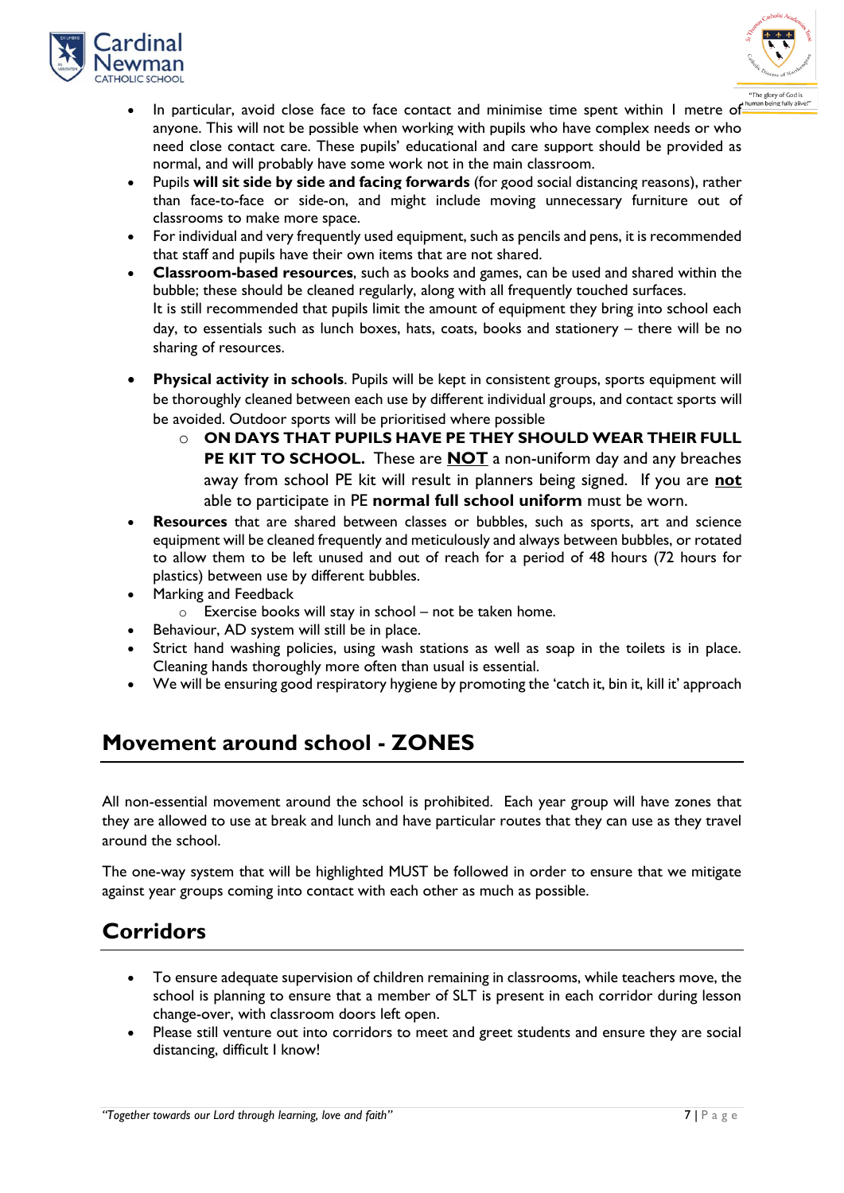- In particular, avoid close face to face contact and minimise time spent within 1 metre of anyone. This will not be possible when working with pupils who have complex needs or who need close contact care. These pupils' educational and care support should be provided as normal, and will probably have some work not in the main classroom.
- Pupils **will sit side by side and facing forwards** (for good social distancing reasons), rather than face-to-face or side-on, and might include moving unnecessary furniture out of classrooms to make more space.
- For individual and very frequently used equipment, such as pencils and pens, it is recommended that staff and pupils have their own items that are not shared.
- **Classroom-based resources**, such as books and games, can be used and shared within the bubble; these should be cleaned regularly, along with all frequently touched surfaces.
  It is still recommended that pupils limit the amount of equipment they bring into school each day, to essentials such as lunch boxes, hats, coats, books and stationery – there will be no sharing of resources.

- **Physical activity in schools**. Pupils will be kept in consistent groups, sports equipment will be thoroughly cleaned between each use by different individual groups, and contact sports will be avoided. Outdoor sports will be prioritised where possible
  - **ON DAYS THAT PUPILS HAVE PE THEY SHOULD WEAR THEIR FULL PE KIT TO SCHOOL.** These are **<u>NOT</u>** a non-uniform day and any breaches away from school PE kit will result in planners being signed. If you are **<u>not</u>** able to participate in PE **normal full school uniform** must be worn.
- **Resources** that are shared between classes or bubbles, such as sports, art and science equipment will be cleaned frequently and meticulously and always between bubbles, or rotated to allow them to be left unused and out of reach for a period of 48 hours (72 hours for plastics) between use by different bubbles.
- Marking and Feedback
  - Exercise books will stay in school – not be taken home.
- Behaviour, AD system will still be in place.
- Strict hand washing policies, using wash stations as well as soap in the toilets is in place. Cleaning hands thoroughly more often than usual is essential.
- We will be ensuring good respiratory hygiene by promoting the 'catch it, bin it, kill it' approach

## Movement around school - ZONES

All non-essential movement around the school is prohibited. Each year group will have zones that they are allowed to use at break and lunch and have particular routes that they can use as they travel around the school.

The one-way system that will be highlighted MUST be followed in order to ensure that we mitigate against year groups coming into contact with each other as much as possible.

## Corridors

- To ensure adequate supervision of children remaining in classrooms, while teachers move, the school is planning to ensure that a member of SLT is present in each corridor during lesson change-over, with classroom doors left open.
- Please still venture out into corridors to meet and greet students and ensure they are social distancing, difficult I know!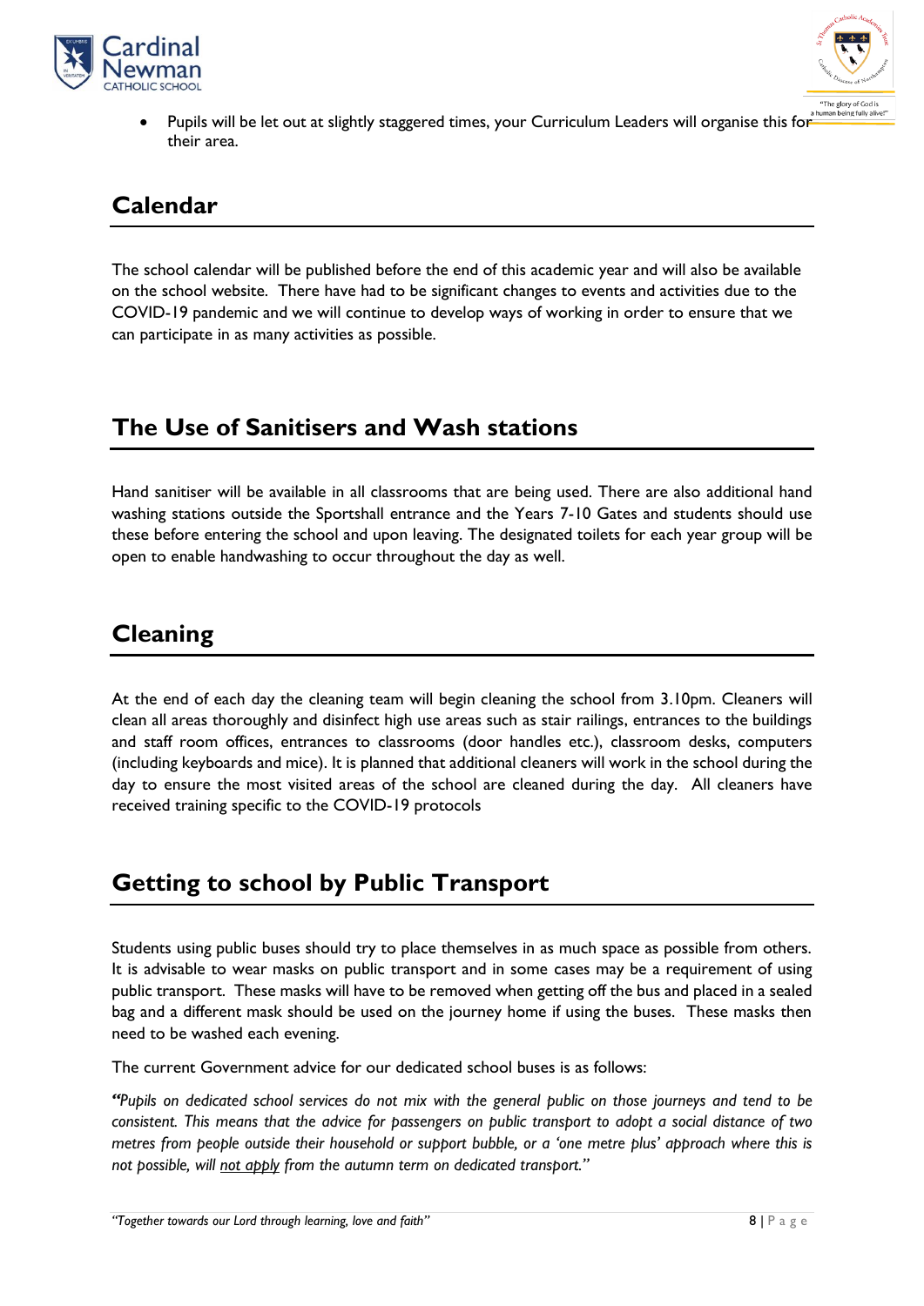- Pupils will be let out at slightly staggered times, your Curriculum Leaders will organise this for their area.

## Calendar

The school calendar will be published before the end of this academic year and will also be available on the school website. There have had to be significant changes to events and activities due to the COVID-19 pandemic and we will continue to develop ways of working in order to ensure that we can participate in as many activities as possible.

## The Use of Sanitisers and Wash stations

Hand sanitiser will be available in all classrooms that are being used. There are also additional hand washing stations outside the Sportshall entrance and the Years 7-10 Gates and students should use these before entering the school and upon leaving. The designated toilets for each year group will be open to enable handwashing to occur throughout the day as well.

## Cleaning

At the end of each day the cleaning team will begin cleaning the school from 3.10pm. Cleaners will clean all areas thoroughly and disinfect high use areas such as stair railings, entrances to the buildings and staff room offices, entrances to classrooms (door handles etc.), classroom desks, computers (including keyboards and mice). It is planned that additional cleaners will work in the school during the day to ensure the most visited areas of the school are cleaned during the day. All cleaners have received training specific to the COVID-19 protocols

## Getting to school by Public Transport

Students using public buses should try to place themselves in as much space as possible from others. It is advisable to wear masks on public transport and in some cases may be a requirement of using public transport. These masks will have to be removed when getting off the bus and placed in a sealed bag and a different mask should be used on the journey home if using the buses. These masks then need to be washed each evening.

The current Government advice for our dedicated school buses is as follows:

*"Pupils on dedicated school services do not mix with the general public on those journeys and tend to be consistent. This means that the advice for passengers on public transport to adopt a social distance of two metres from people outside their household or support bubble, or a 'one metre plus' approach where this is not possible, will <u>not apply</u> from the autumn term on dedicated transport."*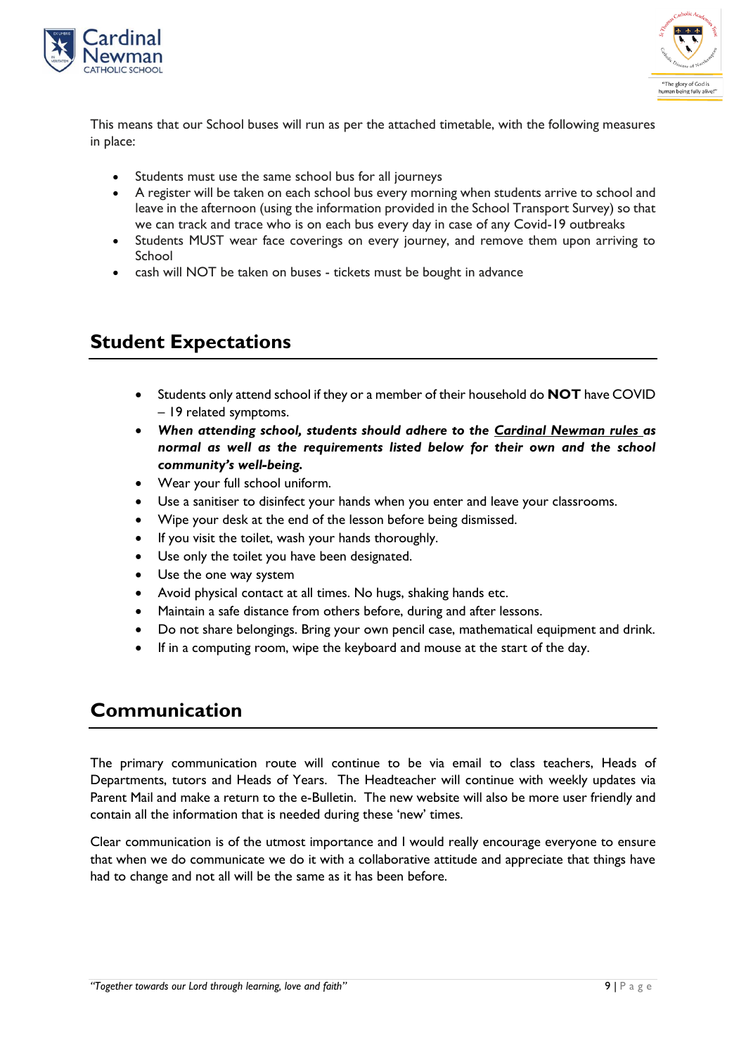This means that our School buses will run as per the attached timetable, with the following measures in place:

- Students must use the same school bus for all journeys
- A register will be taken on each school bus every morning when students arrive to school and leave in the afternoon (using the information provided in the School Transport Survey) so that we can track and trace who is on each bus every day in case of any Covid-19 outbreaks
- Students MUST wear face coverings on every journey, and remove them upon arriving to School
- cash will NOT be taken on buses - tickets must be bought in advance

## Student Expectations

- Students only attend school if they or a member of their household do **NOT** have COVID – 19 related symptoms.
- ***When attending school, students should adhere to the Cardinal Newman rules as normal as well as the requirements listed below for their own and the school community's well-being.***
- Wear your full school uniform.
- Use a sanitiser to disinfect your hands when you enter and leave your classrooms.
- Wipe your desk at the end of the lesson before being dismissed.
- If you visit the toilet, wash your hands thoroughly.
- Use only the toilet you have been designated.
- Use the one way system
- Avoid physical contact at all times. No hugs, shaking hands etc.
- Maintain a safe distance from others before, during and after lessons.
- Do not share belongings. Bring your own pencil case, mathematical equipment and drink.
- If in a computing room, wipe the keyboard and mouse at the start of the day.

## Communication

The primary communication route will continue to be via email to class teachers, Heads of Departments, tutors and Heads of Years. The Headteacher will continue with weekly updates via Parent Mail and make a return to the e-Bulletin. The new website will also be more user friendly and contain all the information that is needed during these 'new' times.

Clear communication is of the utmost importance and I would really encourage everyone to ensure that when we do communicate we do it with a collaborative attitude and appreciate that things have had to change and not all will be the same as it has been before.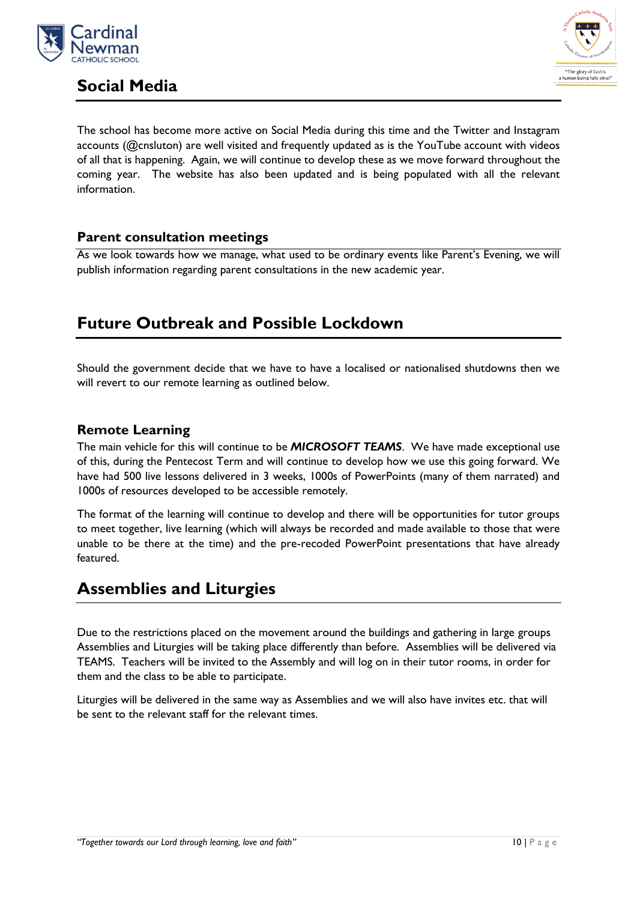## Social Media

The school has become more active on Social Media during this time and the Twitter and Instagram accounts (@cnsluton) are well visited and frequently updated as is the YouTube account with videos of all that is happening. Again, we will continue to develop these as we move forward throughout the coming year. The website has also been updated and is being populated with all the relevant information.

### Parent consultation meetings

As we look towards how we manage, what used to be ordinary events like Parent's Evening, we will publish information regarding parent consultations in the new academic year.

## Future Outbreak and Possible Lockdown

Should the government decide that we have to have a localised or nationalised shutdowns then we will revert to our remote learning as outlined below.

### Remote Learning

The main vehicle for this will continue to be ***MICROSOFT TEAMS***. We have made exceptional use of this, during the Pentecost Term and will continue to develop how we use this going forward. We have had 500 live lessons delivered in 3 weeks, 1000s of PowerPoints (many of them narrated) and 1000s of resources developed to be accessible remotely.

The format of the learning will continue to develop and there will be opportunities for tutor groups to meet together, live learning (which will always be recorded and made available to those that were unable to be there at the time) and the pre-recoded PowerPoint presentations that have already featured.

## Assemblies and Liturgies

Due to the restrictions placed on the movement around the buildings and gathering in large groups Assemblies and Liturgies will be taking place differently than before. Assemblies will be delivered via TEAMS. Teachers will be invited to the Assembly and will log on in their tutor rooms, in order for them and the class to be able to participate.

Liturgies will be delivered in the same way as Assemblies and we will also have invites etc. that will be sent to the relevant staff for the relevant times.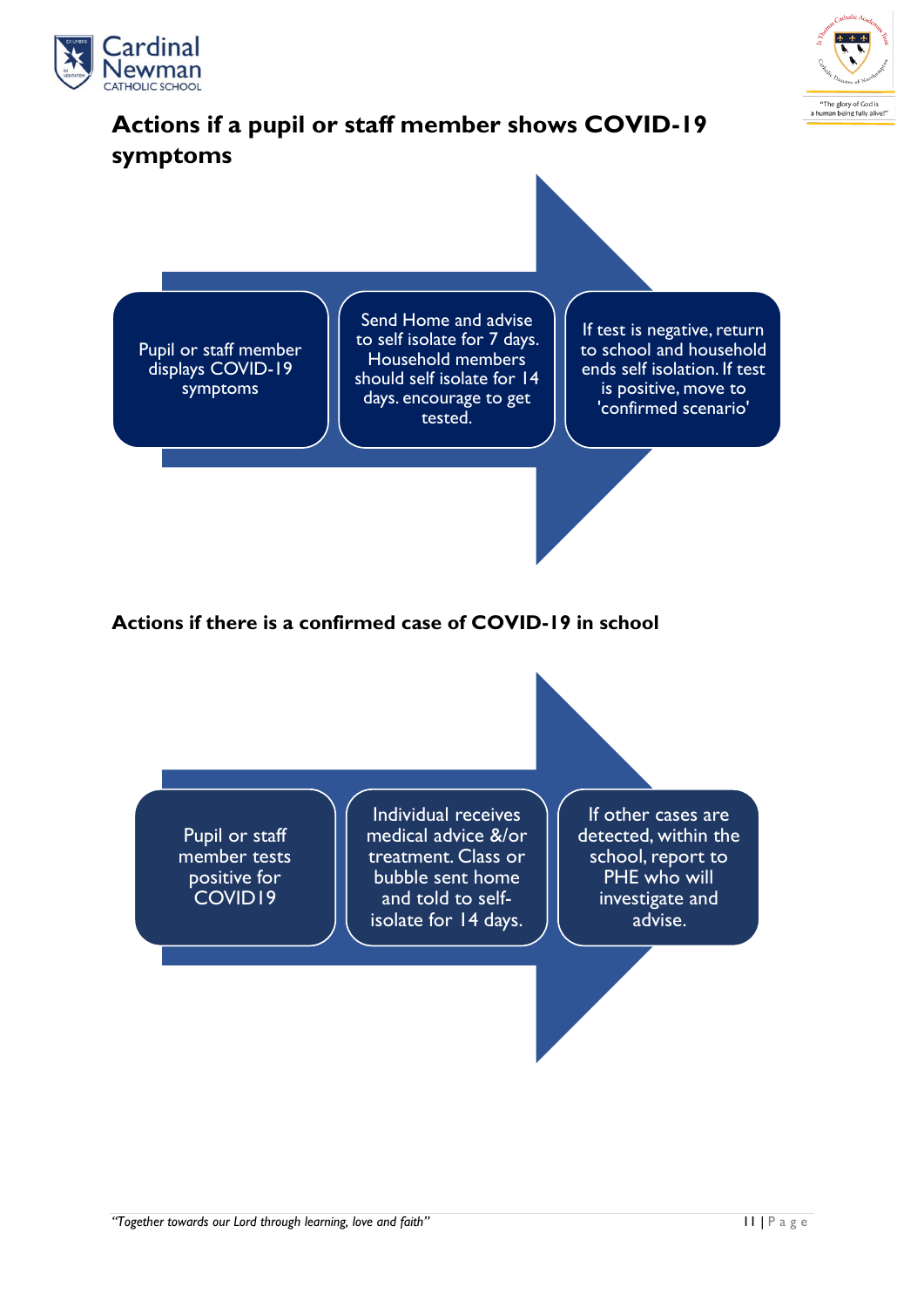## Actions if a pupil or staff member shows COVID-19 symptoms

Pupil or staff member displays COVID-19 symptoms

Send Home and advise to self isolate for 7 days. Household members should self isolate for 14 days. encourage to get tested.

If test is negative, return to school and household ends self isolation. If test is positive, move to 'confirmed scenario'

## Actions if there is a confirmed case of COVID-19 in school

Pupil or staff member tests positive for COVID19

Individual receives medical advice &/or treatment. Class or bubble sent home and told to self-isolate for 14 days.

If other cases are detected, within the school, report to PHE who will investigate and advise.